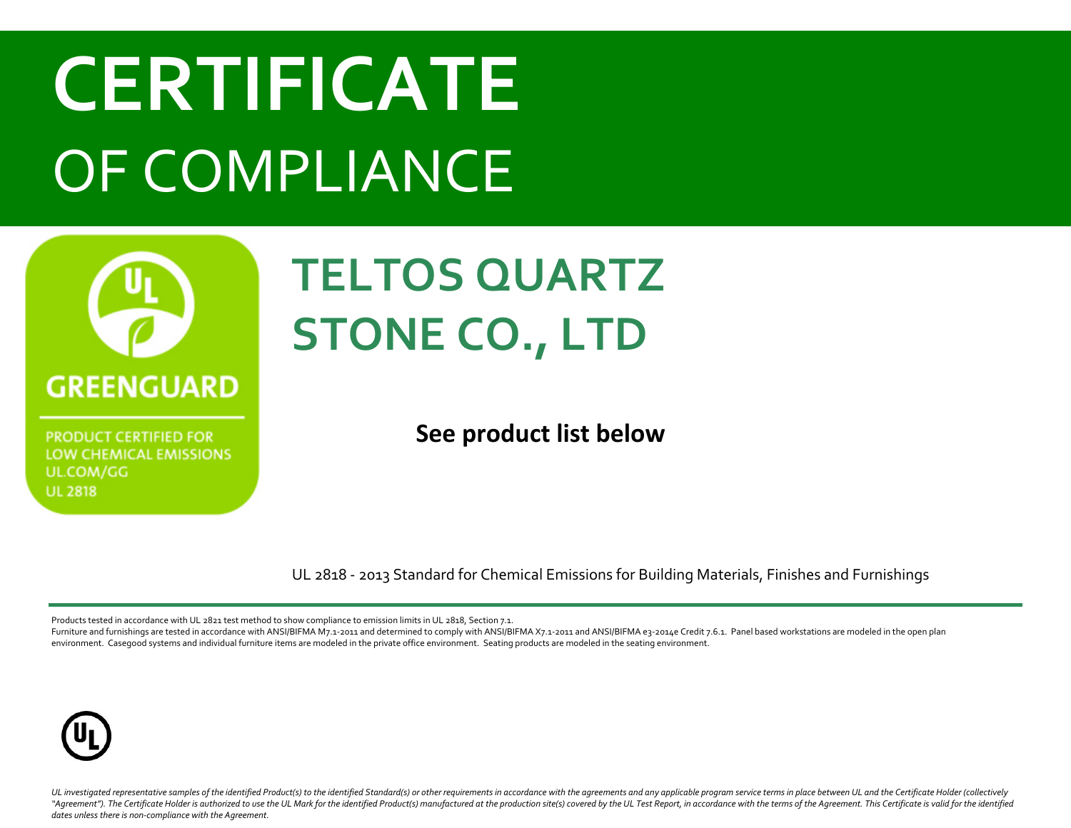# CERTIFICATE
# OF COMPLIANCE

GREENGUARD

PRODUCT CERTIFIED FOR LOW CHEMICAL EMISSIONS
UL.COM/GG
UL 2818

## TELTOS QUARTZ STONE CO., LTD

**See product list below**

UL 2818 - 2013 Standard for Chemical Emissions for Building Materials, Finishes and Furnishings

Products tested in accordance with UL 2821 test method to show compliance to emission limits in UL 2818, Section 7.1.
Furniture and furnishings are tested in accordance with ANSI/BIFMA M7.1-2011 and determined to comply with ANSI/BIFMA X7.1-2011 and ANSI/BIFMA e3-2014e Credit 7.6.1. Panel based workstations are modeled in the open plan environment. Casegood systems and individual furniture items are modeled in the private office environment. Seating products are modeled in the seating environment.

*UL investigated representative samples of the identified Product(s) to the identified Standard(s) or other requirements in accordance with the agreements and any applicable program service terms in place between UL and the Certificate Holder (collectively "Agreement"). The Certificate Holder is authorized to use the UL Mark for the identified Product(s) manufactured at the production site(s) covered by the UL Test Report, in accordance with the terms of the Agreement. This Certificate is valid for the identified dates unless there is non-compliance with the Agreement.*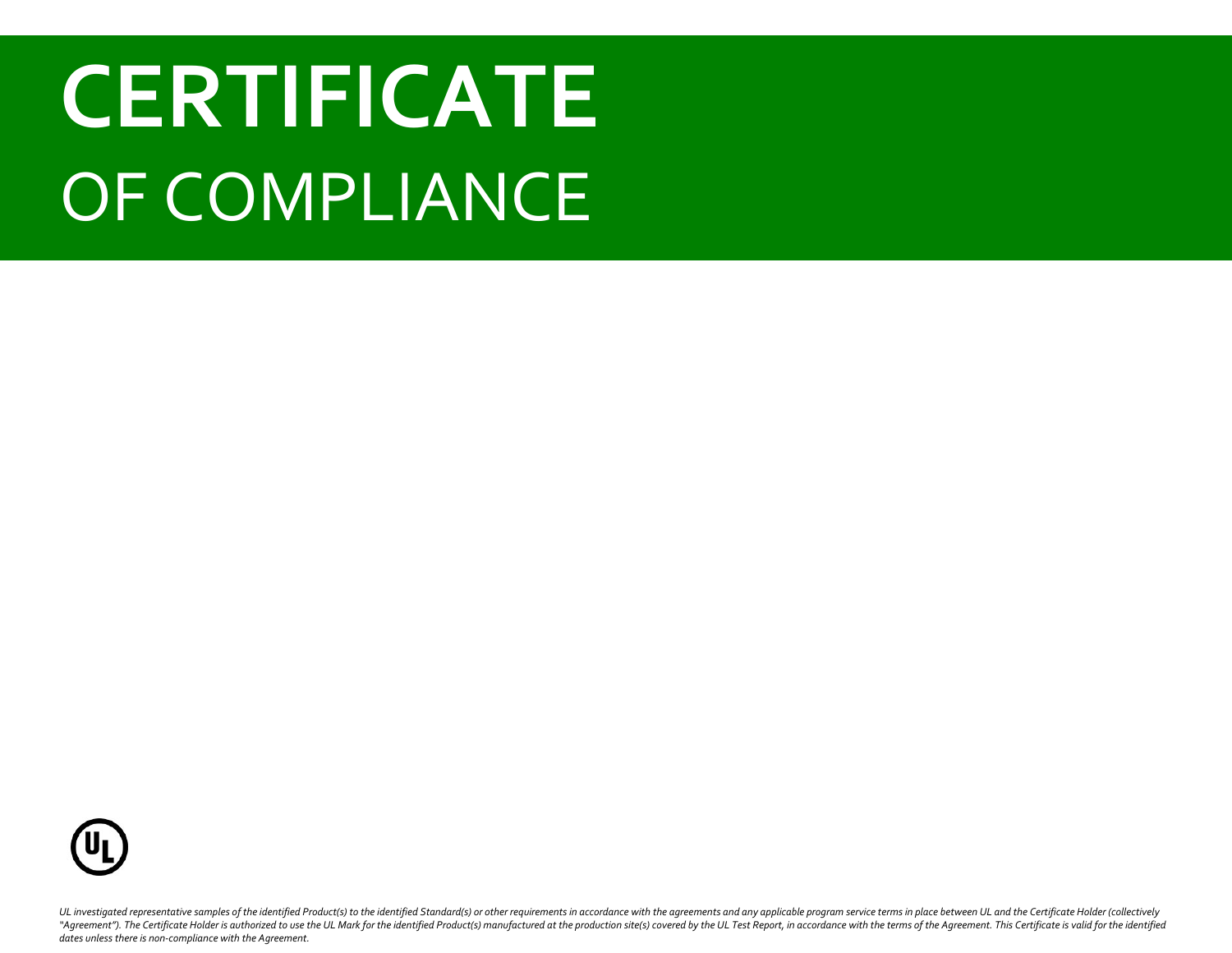# CERTIFICATE
## OF COMPLIANCE

*UL investigated representative samples of the identified Product(s) to the identified Standard(s) or other requirements in accordance with the agreements and any applicable program service terms in place between UL and the Certificate Holder (collectively "Agreement"). The Certificate Holder is authorized to use the UL Mark for the identified Product(s) manufactured at the production site(s) covered by the UL Test Report, in accordance with the terms of the Agreement. This Certificate is valid for the identified dates unless there is non-compliance with the Agreement.*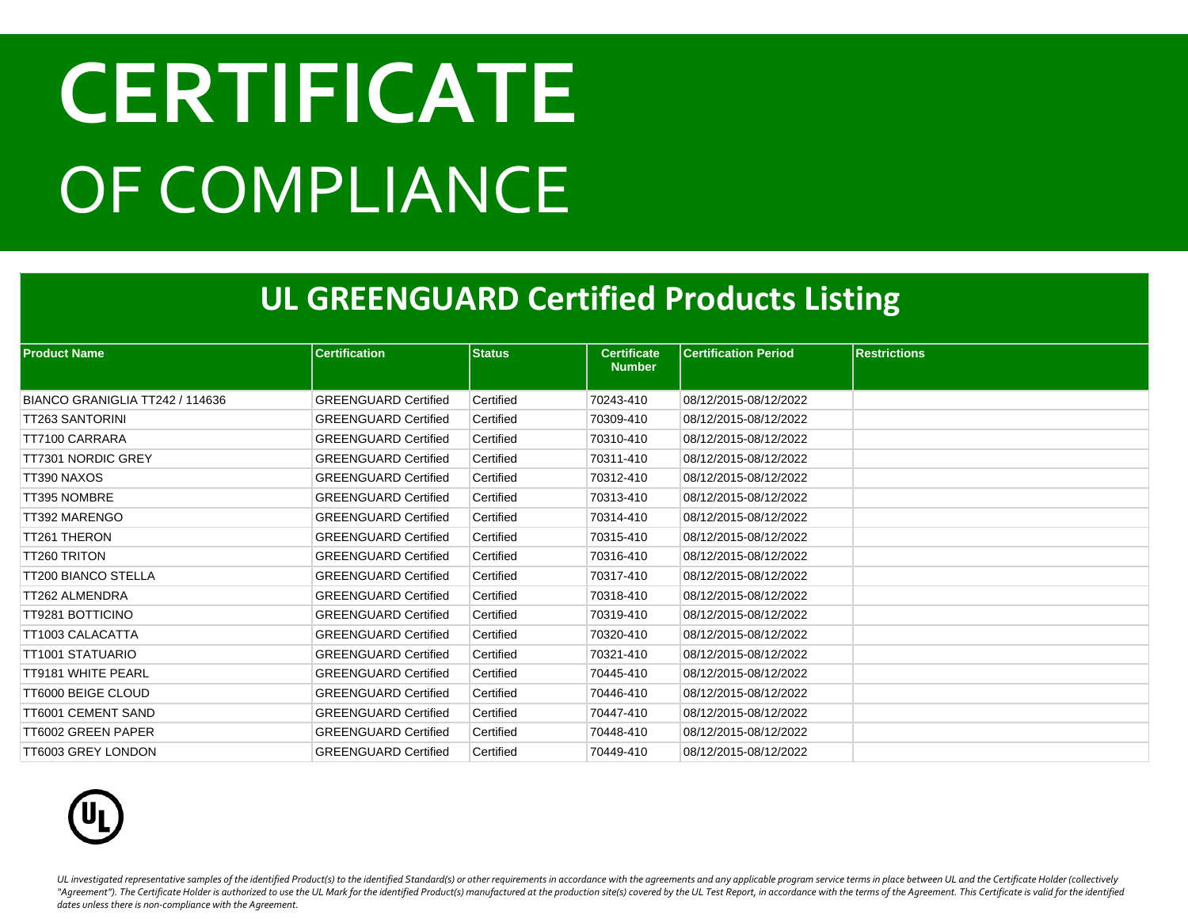# CERTIFICATE
# OF COMPLIANCE

## UL GREENGUARD Certified Products Listing

| Product Name | Certification | Status | Certificate Number | Certification Period | Restrictions |
|---|---|---|---|---|---|
| BIANCO GRANIGLIA TT242 / 114636 | GREENGUARD Certified | Certified | 70243-410 | 08/12/2015-08/12/2022 | |
| TT263 SANTORINI | GREENGUARD Certified | Certified | 70309-410 | 08/12/2015-08/12/2022 | |
| TT7100 CARRARA | GREENGUARD Certified | Certified | 70310-410 | 08/12/2015-08/12/2022 | |
| TT7301 NORDIC GREY | GREENGUARD Certified | Certified | 70311-410 | 08/12/2015-08/12/2022 | |
| TT390 NAXOS | GREENGUARD Certified | Certified | 70312-410 | 08/12/2015-08/12/2022 | |
| TT395 NOMBRE | GREENGUARD Certified | Certified | 70313-410 | 08/12/2015-08/12/2022 | |
| TT392 MARENGO | GREENGUARD Certified | Certified | 70314-410 | 08/12/2015-08/12/2022 | |
| TT261 THERON | GREENGUARD Certified | Certified | 70315-410 | 08/12/2015-08/12/2022 | |
| TT260 TRITON | GREENGUARD Certified | Certified | 70316-410 | 08/12/2015-08/12/2022 | |
| TT200 BIANCO STELLA | GREENGUARD Certified | Certified | 70317-410 | 08/12/2015-08/12/2022 | |
| TT262 ALMENDRA | GREENGUARD Certified | Certified | 70318-410 | 08/12/2015-08/12/2022 | |
| TT9281 BOTTICINO | GREENGUARD Certified | Certified | 70319-410 | 08/12/2015-08/12/2022 | |
| TT1003 CALACATTA | GREENGUARD Certified | Certified | 70320-410 | 08/12/2015-08/12/2022 | |
| TT1001 STATUARIO | GREENGUARD Certified | Certified | 70321-410 | 08/12/2015-08/12/2022 | |
| TT9181 WHITE PEARL | GREENGUARD Certified | Certified | 70445-410 | 08/12/2015-08/12/2022 | |
| TT6000 BEIGE CLOUD | GREENGUARD Certified | Certified | 70446-410 | 08/12/2015-08/12/2022 | |
| TT6001 CEMENT SAND | GREENGUARD Certified | Certified | 70447-410 | 08/12/2015-08/12/2022 | |
| TT6002 GREEN PAPER | GREENGUARD Certified | Certified | 70448-410 | 08/12/2015-08/12/2022 | |
| TT6003 GREY LONDON | GREENGUARD Certified | Certified | 70449-410 | 08/12/2015-08/12/2022 | |

*UL investigated representative samples of the identified Product(s) to the identified Standard(s) or other requirements in accordance with the agreements and any applicable program service terms in place between UL and the Certificate Holder (collectively "Agreement"). The Certificate Holder is authorized to use the UL Mark for the identified Product(s) manufactured at the production site(s) covered by the UL Test Report, in accordance with the terms of the Agreement. This Certificate is valid for the identified dates unless there is non-compliance with the Agreement.*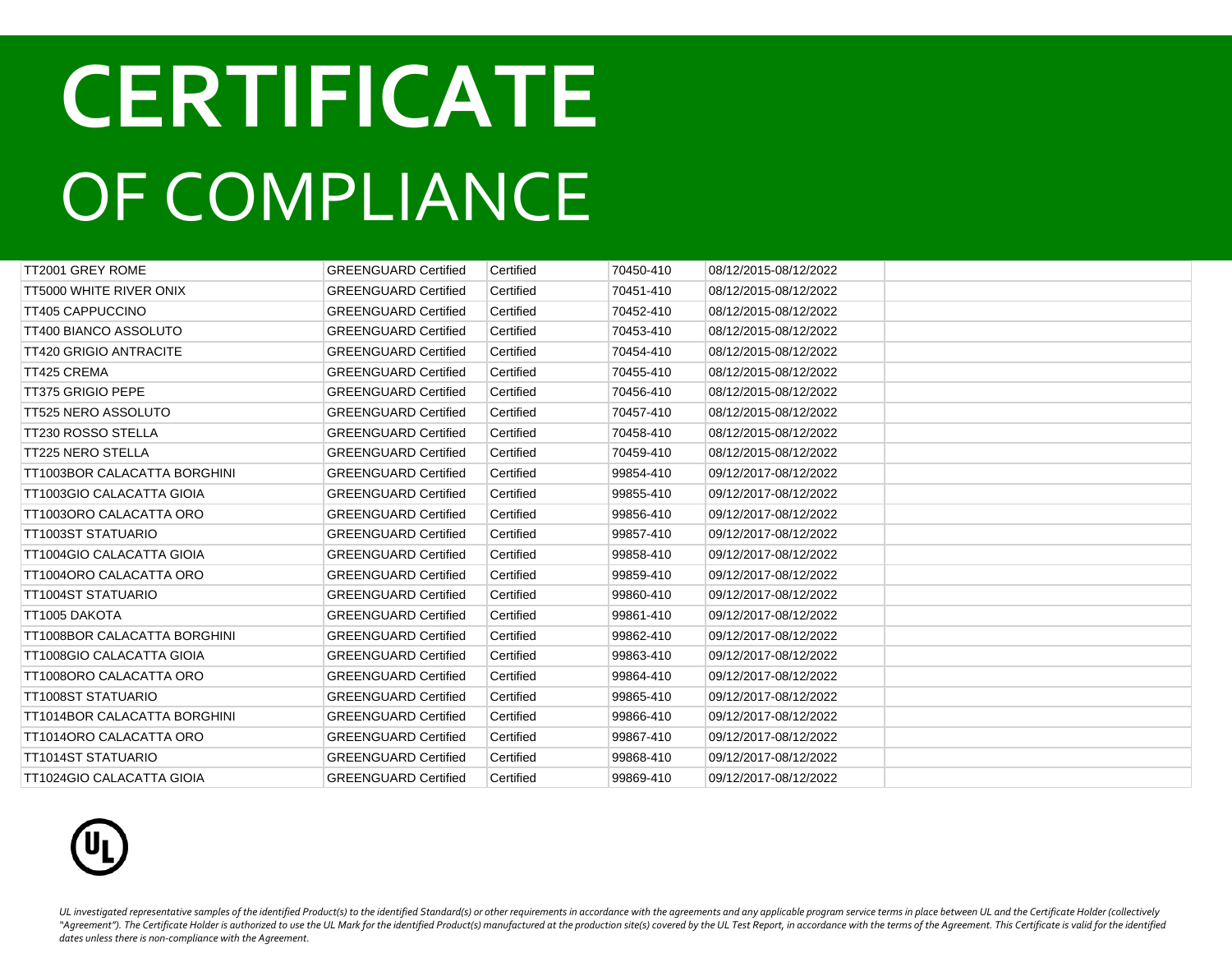# CERTIFICATE
## OF COMPLIANCE

| | | | | | |
|---|---|---|---|---|---|
| TT2001 GREY ROME | GREENGUARD Certified | Certified | 70450-410 | 08/12/2015-08/12/2022 | |
| TT5000 WHITE RIVER ONIX | GREENGUARD Certified | Certified | 70451-410 | 08/12/2015-08/12/2022 | |
| TT405 CAPPUCCINO | GREENGUARD Certified | Certified | 70452-410 | 08/12/2015-08/12/2022 | |
| TT400 BIANCO ASSOLUTO | GREENGUARD Certified | Certified | 70453-410 | 08/12/2015-08/12/2022 | |
| TT420 GRIGIO ANTRACITE | GREENGUARD Certified | Certified | 70454-410 | 08/12/2015-08/12/2022 | |
| TT425 CREMA | GREENGUARD Certified | Certified | 70455-410 | 08/12/2015-08/12/2022 | |
| TT375 GRIGIO PEPE | GREENGUARD Certified | Certified | 70456-410 | 08/12/2015-08/12/2022 | |
| TT525 NERO ASSOLUTO | GREENGUARD Certified | Certified | 70457-410 | 08/12/2015-08/12/2022 | |
| TT230 ROSSO STELLA | GREENGUARD Certified | Certified | 70458-410 | 08/12/2015-08/12/2022 | |
| TT225 NERO STELLA | GREENGUARD Certified | Certified | 70459-410 | 08/12/2015-08/12/2022 | |
| TT1003BOR CALACATTA BORGHINI | GREENGUARD Certified | Certified | 99854-410 | 09/12/2017-08/12/2022 | |
| TT1003GIO CALACATTA GIOIA | GREENGUARD Certified | Certified | 99855-410 | 09/12/2017-08/12/2022 | |
| TT1003ORO CALACATTA ORO | GREENGUARD Certified | Certified | 99856-410 | 09/12/2017-08/12/2022 | |
| TT1003ST STATUARIO | GREENGUARD Certified | Certified | 99857-410 | 09/12/2017-08/12/2022 | |
| TT1004GIO CALACATTA GIOIA | GREENGUARD Certified | Certified | 99858-410 | 09/12/2017-08/12/2022 | |
| TT1004ORO CALACATTA ORO | GREENGUARD Certified | Certified | 99859-410 | 09/12/2017-08/12/2022 | |
| TT1004ST STATUARIO | GREENGUARD Certified | Certified | 99860-410 | 09/12/2017-08/12/2022 | |
| TT1005 DAKOTA | GREENGUARD Certified | Certified | 99861-410 | 09/12/2017-08/12/2022 | |
| TT1008BOR CALACATTA BORGHINI | GREENGUARD Certified | Certified | 99862-410 | 09/12/2017-08/12/2022 | |
| TT1008GIO CALACATTA GIOIA | GREENGUARD Certified | Certified | 99863-410 | 09/12/2017-08/12/2022 | |
| TT1008ORO CALACATTA ORO | GREENGUARD Certified | Certified | 99864-410 | 09/12/2017-08/12/2022 | |
| TT1008ST STATUARIO | GREENGUARD Certified | Certified | 99865-410 | 09/12/2017-08/12/2022 | |
| TT1014BOR CALACATTA BORGHINI | GREENGUARD Certified | Certified | 99866-410 | 09/12/2017-08/12/2022 | |
| TT1014ORO CALACATTA ORO | GREENGUARD Certified | Certified | 99867-410 | 09/12/2017-08/12/2022 | |
| TT1014ST STATUARIO | GREENGUARD Certified | Certified | 99868-410 | 09/12/2017-08/12/2022 | |
| TT1024GIO CALACATTA GIOIA | GREENGUARD Certified | Certified | 99869-410 | 09/12/2017-08/12/2022 | |

*UL investigated representative samples of the identified Product(s) to the identified Standard(s) or other requirements in accordance with the agreements and any applicable program service terms in place between UL and the Certificate Holder (collectively "Agreement"). The Certificate Holder is authorized to use the UL Mark for the identified Product(s) manufactured at the production site(s) covered by the UL Test Report, in accordance with the terms of the Agreement. This Certificate is valid for the identified dates unless there is non-compliance with the Agreement.*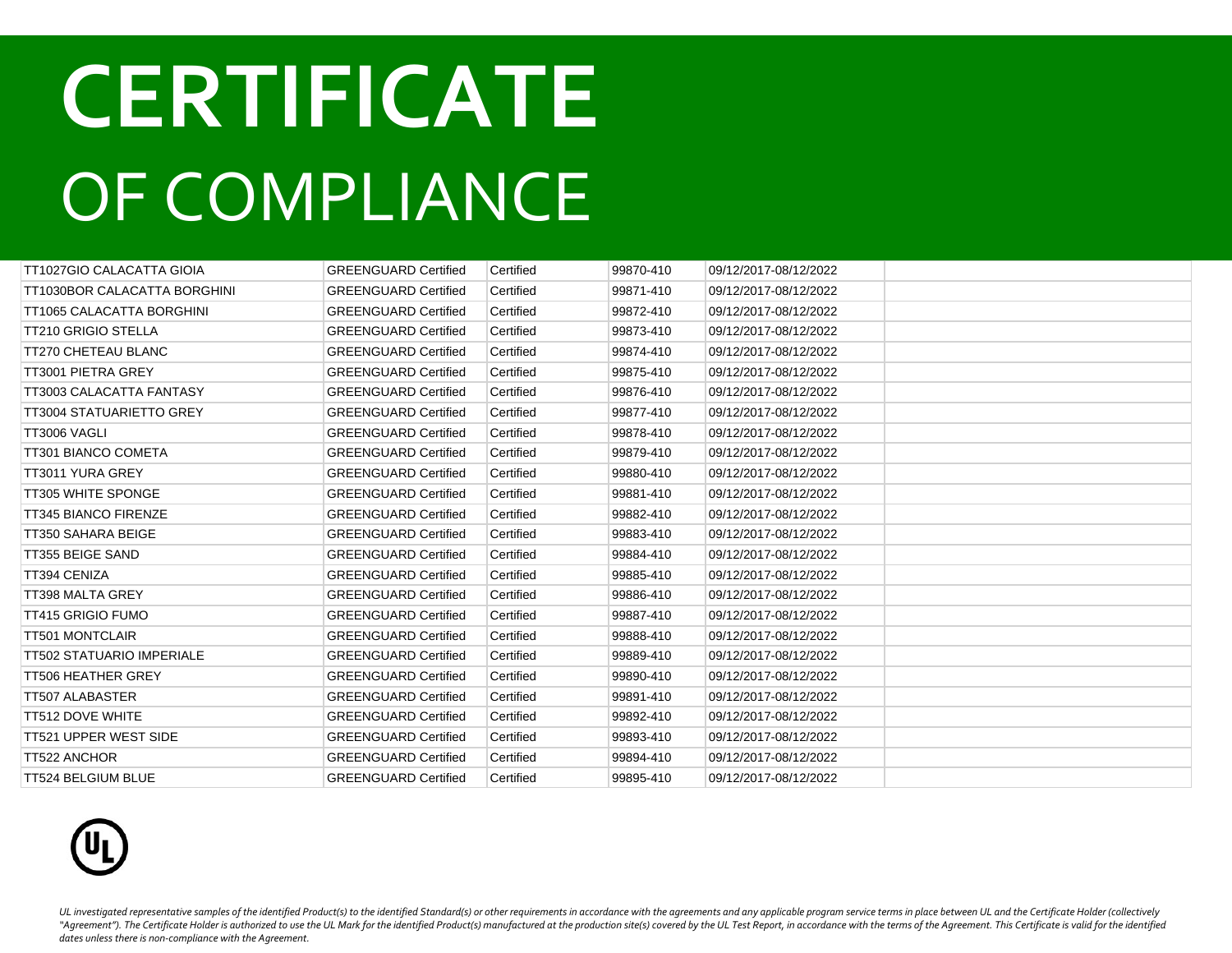# CERTIFICATE

# OF COMPLIANCE

| | | | | | |
|---|---|---|---|---|---|
| TT1027GIO CALACATTA GIOIA | GREENGUARD Certified | Certified | 99870-410 | 09/12/2017-08/12/2022 | |
| TT1030BOR CALACATTA BORGHINI | GREENGUARD Certified | Certified | 99871-410 | 09/12/2017-08/12/2022 | |
| TT1065 CALACATTA BORGHINI | GREENGUARD Certified | Certified | 99872-410 | 09/12/2017-08/12/2022 | |
| TT210 GRIGIO STELLA | GREENGUARD Certified | Certified | 99873-410 | 09/12/2017-08/12/2022 | |
| TT270 CHETEAU BLANC | GREENGUARD Certified | Certified | 99874-410 | 09/12/2017-08/12/2022 | |
| TT3001 PIETRA GREY | GREENGUARD Certified | Certified | 99875-410 | 09/12/2017-08/12/2022 | |
| TT3003 CALACATTA FANTASY | GREENGUARD Certified | Certified | 99876-410 | 09/12/2017-08/12/2022 | |
| TT3004 STATUARIETTO GREY | GREENGUARD Certified | Certified | 99877-410 | 09/12/2017-08/12/2022 | |
| TT3006 VAGLI | GREENGUARD Certified | Certified | 99878-410 | 09/12/2017-08/12/2022 | |
| TT301 BIANCO COMETA | GREENGUARD Certified | Certified | 99879-410 | 09/12/2017-08/12/2022 | |
| TT3011 YURA GREY | GREENGUARD Certified | Certified | 99880-410 | 09/12/2017-08/12/2022 | |
| TT305 WHITE SPONGE | GREENGUARD Certified | Certified | 99881-410 | 09/12/2017-08/12/2022 | |
| TT345 BIANCO FIRENZE | GREENGUARD Certified | Certified | 99882-410 | 09/12/2017-08/12/2022 | |
| TT350 SAHARA BEIGE | GREENGUARD Certified | Certified | 99883-410 | 09/12/2017-08/12/2022 | |
| TT355 BEIGE SAND | GREENGUARD Certified | Certified | 99884-410 | 09/12/2017-08/12/2022 | |
| TT394 CENIZA | GREENGUARD Certified | Certified | 99885-410 | 09/12/2017-08/12/2022 | |
| TT398 MALTA GREY | GREENGUARD Certified | Certified | 99886-410 | 09/12/2017-08/12/2022 | |
| TT415 GRIGIO FUMO | GREENGUARD Certified | Certified | 99887-410 | 09/12/2017-08/12/2022 | |
| TT501 MONTCLAIR | GREENGUARD Certified | Certified | 99888-410 | 09/12/2017-08/12/2022 | |
| TT502 STATUARIO IMPERIALE | GREENGUARD Certified | Certified | 99889-410 | 09/12/2017-08/12/2022 | |
| TT506 HEATHER GREY | GREENGUARD Certified | Certified | 99890-410 | 09/12/2017-08/12/2022 | |
| TT507 ALABASTER | GREENGUARD Certified | Certified | 99891-410 | 09/12/2017-08/12/2022 | |
| TT512 DOVE WHITE | GREENGUARD Certified | Certified | 99892-410 | 09/12/2017-08/12/2022 | |
| TT521 UPPER WEST SIDE | GREENGUARD Certified | Certified | 99893-410 | 09/12/2017-08/12/2022 | |
| TT522 ANCHOR | GREENGUARD Certified | Certified | 99894-410 | 09/12/2017-08/12/2022 | |
| TT524 BELGIUM BLUE | GREENGUARD Certified | Certified | 99895-410 | 09/12/2017-08/12/2022 | |

*UL investigated representative samples of the identified Product(s) to the identified Standard(s) or other requirements in accordance with the agreements and any applicable program service terms in place between UL and the Certificate Holder (collectively "Agreement"). The Certificate Holder is authorized to use the UL Mark for the identified Product(s) manufactured at the production site(s) covered by the UL Test Report, in accordance with the terms of the Agreement. This Certificate is valid for the identified dates unless there is non-compliance with the Agreement.*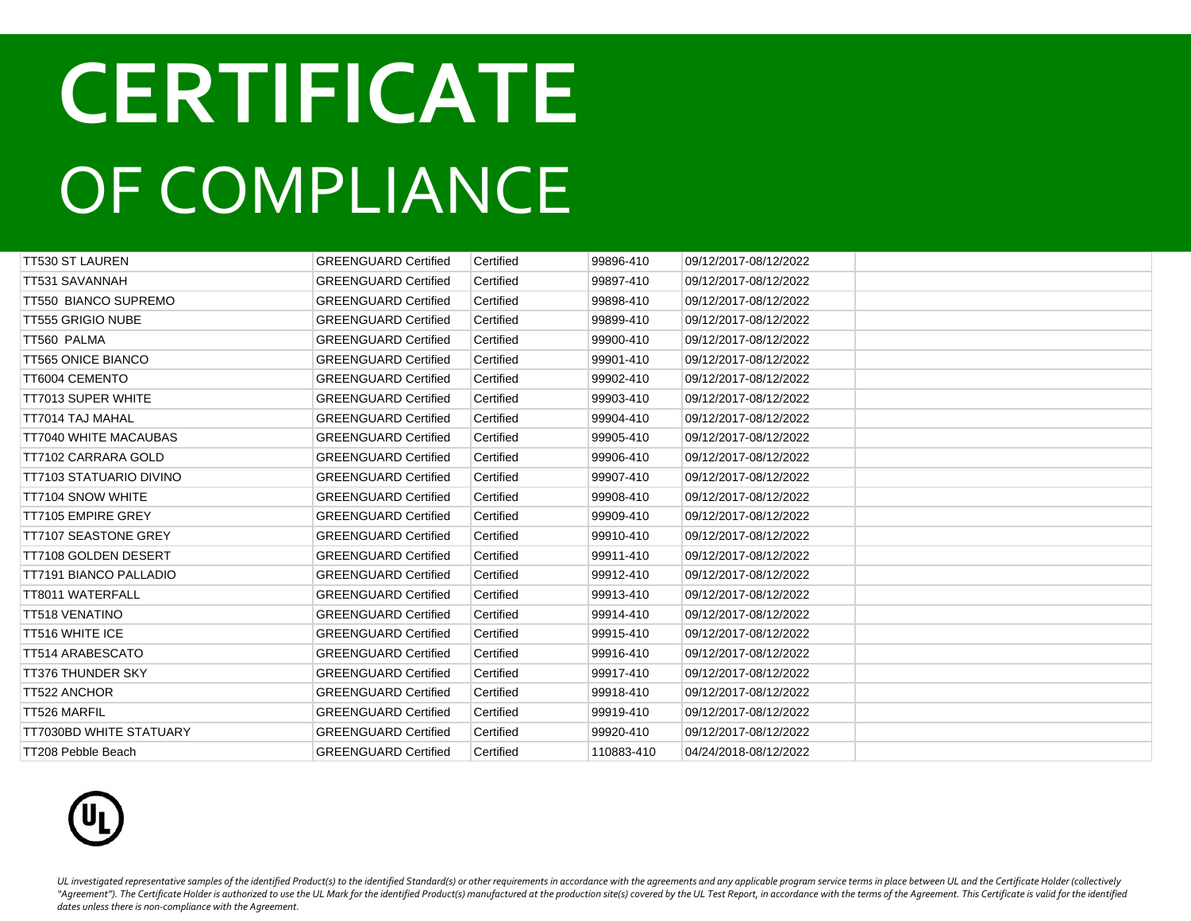# CERTIFICATE
# OF COMPLIANCE

| | | | | | |
|---|---|---|---|---|---|
| TT530 ST LAUREN | GREENGUARD Certified | Certified | 99896-410 | 09/12/2017-08/12/2022 | |
| TT531 SAVANNAH | GREENGUARD Certified | Certified | 99897-410 | 09/12/2017-08/12/2022 | |
| TT550 BIANCO SUPREMO | GREENGUARD Certified | Certified | 99898-410 | 09/12/2017-08/12/2022 | |
| TT555 GRIGIO NUBE | GREENGUARD Certified | Certified | 99899-410 | 09/12/2017-08/12/2022 | |
| TT560 PALMA | GREENGUARD Certified | Certified | 99900-410 | 09/12/2017-08/12/2022 | |
| TT565 ONICE BIANCO | GREENGUARD Certified | Certified | 99901-410 | 09/12/2017-08/12/2022 | |
| TT6004 CEMENTO | GREENGUARD Certified | Certified | 99902-410 | 09/12/2017-08/12/2022 | |
| TT7013 SUPER WHITE | GREENGUARD Certified | Certified | 99903-410 | 09/12/2017-08/12/2022 | |
| TT7014 TAJ MAHAL | GREENGUARD Certified | Certified | 99904-410 | 09/12/2017-08/12/2022 | |
| TT7040 WHITE MACAUBAS | GREENGUARD Certified | Certified | 99905-410 | 09/12/2017-08/12/2022 | |
| TT7102 CARRARA GOLD | GREENGUARD Certified | Certified | 99906-410 | 09/12/2017-08/12/2022 | |
| TT7103 STATUARIO DIVINO | GREENGUARD Certified | Certified | 99907-410 | 09/12/2017-08/12/2022 | |
| TT7104 SNOW WHITE | GREENGUARD Certified | Certified | 99908-410 | 09/12/2017-08/12/2022 | |
| TT7105 EMPIRE GREY | GREENGUARD Certified | Certified | 99909-410 | 09/12/2017-08/12/2022 | |
| TT7107 SEASTONE GREY | GREENGUARD Certified | Certified | 99910-410 | 09/12/2017-08/12/2022 | |
| TT7108 GOLDEN DESERT | GREENGUARD Certified | Certified | 99911-410 | 09/12/2017-08/12/2022 | |
| TT7191 BIANCO PALLADIO | GREENGUARD Certified | Certified | 99912-410 | 09/12/2017-08/12/2022 | |
| TT8011 WATERFALL | GREENGUARD Certified | Certified | 99913-410 | 09/12/2017-08/12/2022 | |
| TT518 VENATINO | GREENGUARD Certified | Certified | 99914-410 | 09/12/2017-08/12/2022 | |
| TT516 WHITE ICE | GREENGUARD Certified | Certified | 99915-410 | 09/12/2017-08/12/2022 | |
| TT514 ARABESCATO | GREENGUARD Certified | Certified | 99916-410 | 09/12/2017-08/12/2022 | |
| TT376 THUNDER SKY | GREENGUARD Certified | Certified | 99917-410 | 09/12/2017-08/12/2022 | |
| TT522 ANCHOR | GREENGUARD Certified | Certified | 99918-410 | 09/12/2017-08/12/2022 | |
| TT526 MARFIL | GREENGUARD Certified | Certified | 99919-410 | 09/12/2017-08/12/2022 | |
| TT7030BD WHITE STATUARY | GREENGUARD Certified | Certified | 99920-410 | 09/12/2017-08/12/2022 | |
| TT208 Pebble Beach | GREENGUARD Certified | Certified | 110883-410 | 04/24/2018-08/12/2022 | |

*UL investigated representative samples of the identified Product(s) to the identified Standard(s) or other requirements in accordance with the agreements and any applicable program service terms in place between UL and the Certificate Holder (collectively "Agreement"). The Certificate Holder is authorized to use the UL Mark for the identified Product(s) manufactured at the production site(s) covered by the UL Test Report, in accordance with the terms of the Agreement. This Certificate is valid for the identified dates unless there is non-compliance with the Agreement.*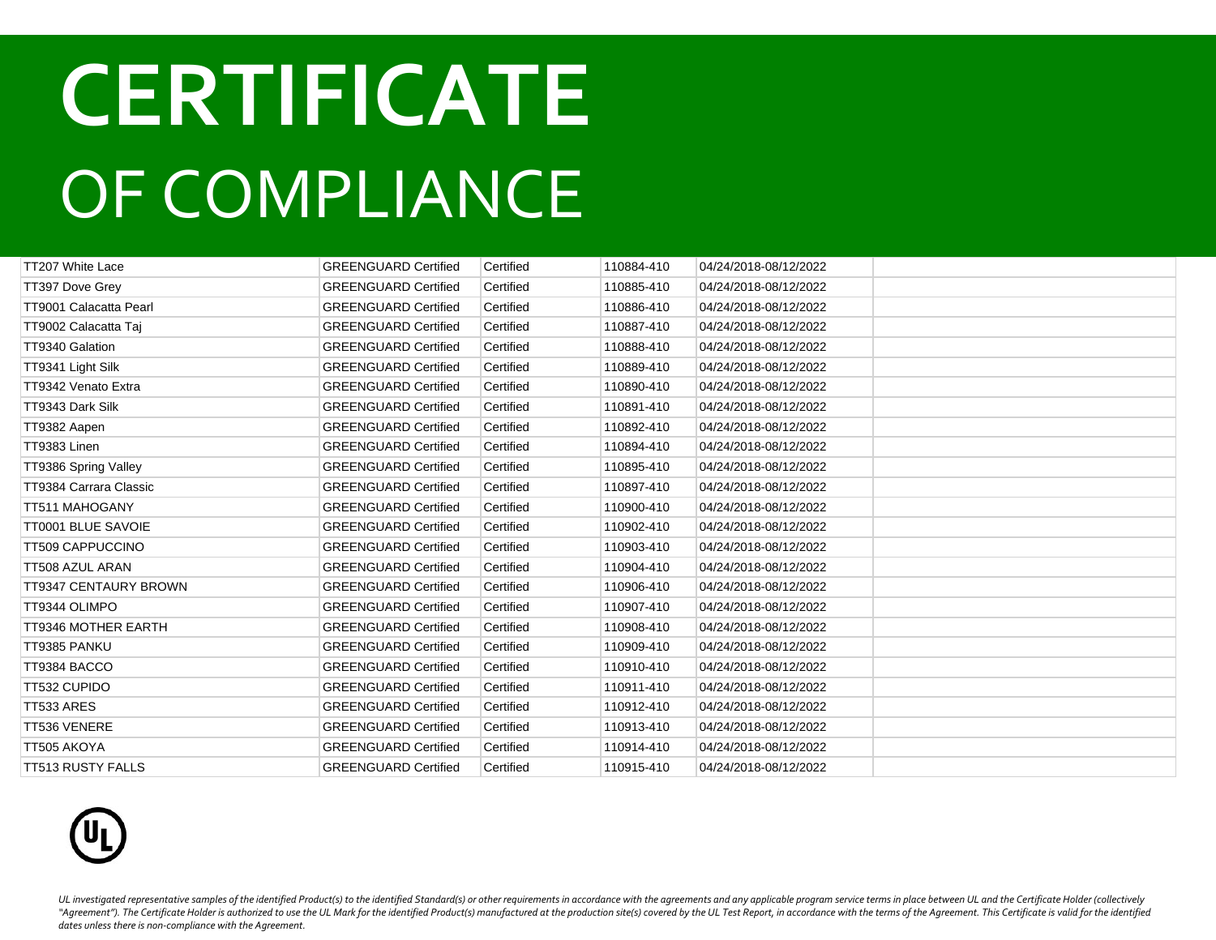# CERTIFICATE

## OF COMPLIANCE

| | | | | | |
|---|---|---|---|---|---|
| TT207 White Lace | GREENGUARD Certified | Certified | 110884-410 | 04/24/2018-08/12/2022 | |
| TT397 Dove Grey | GREENGUARD Certified | Certified | 110885-410 | 04/24/2018-08/12/2022 | |
| TT9001 Calacatta Pearl | GREENGUARD Certified | Certified | 110886-410 | 04/24/2018-08/12/2022 | |
| TT9002 Calacatta Taj | GREENGUARD Certified | Certified | 110887-410 | 04/24/2018-08/12/2022 | |
| TT9340 Galation | GREENGUARD Certified | Certified | 110888-410 | 04/24/2018-08/12/2022 | |
| TT9341 Light Silk | GREENGUARD Certified | Certified | 110889-410 | 04/24/2018-08/12/2022 | |
| TT9342 Venato Extra | GREENGUARD Certified | Certified | 110890-410 | 04/24/2018-08/12/2022 | |
| TT9343 Dark Silk | GREENGUARD Certified | Certified | 110891-410 | 04/24/2018-08/12/2022 | |
| TT9382 Aapen | GREENGUARD Certified | Certified | 110892-410 | 04/24/2018-08/12/2022 | |
| TT9383 Linen | GREENGUARD Certified | Certified | 110894-410 | 04/24/2018-08/12/2022 | |
| TT9386 Spring Valley | GREENGUARD Certified | Certified | 110895-410 | 04/24/2018-08/12/2022 | |
| TT9384 Carrara Classic | GREENGUARD Certified | Certified | 110897-410 | 04/24/2018-08/12/2022 | |
| TT511 MAHOGANY | GREENGUARD Certified | Certified | 110900-410 | 04/24/2018-08/12/2022 | |
| TT0001 BLUE SAVOIE | GREENGUARD Certified | Certified | 110902-410 | 04/24/2018-08/12/2022 | |
| TT509 CAPPUCCINO | GREENGUARD Certified | Certified | 110903-410 | 04/24/2018-08/12/2022 | |
| TT508 AZUL ARAN | GREENGUARD Certified | Certified | 110904-410 | 04/24/2018-08/12/2022 | |
| TT9347 CENTAURY BROWN | GREENGUARD Certified | Certified | 110906-410 | 04/24/2018-08/12/2022 | |
| TT9344 OLIMPO | GREENGUARD Certified | Certified | 110907-410 | 04/24/2018-08/12/2022 | |
| TT9346 MOTHER EARTH | GREENGUARD Certified | Certified | 110908-410 | 04/24/2018-08/12/2022 | |
| TT9385 PANKU | GREENGUARD Certified | Certified | 110909-410 | 04/24/2018-08/12/2022 | |
| TT9384 BACCO | GREENGUARD Certified | Certified | 110910-410 | 04/24/2018-08/12/2022 | |
| TT532 CUPIDO | GREENGUARD Certified | Certified | 110911-410 | 04/24/2018-08/12/2022 | |
| TT533 ARES | GREENGUARD Certified | Certified | 110912-410 | 04/24/2018-08/12/2022 | |
| TT536 VENERE | GREENGUARD Certified | Certified | 110913-410 | 04/24/2018-08/12/2022 | |
| TT505 AKOYA | GREENGUARD Certified | Certified | 110914-410 | 04/24/2018-08/12/2022 | |
| TT513 RUSTY FALLS | GREENGUARD Certified | Certified | 110915-410 | 04/24/2018-08/12/2022 | |

*UL investigated representative samples of the identified Product(s) to the identified Standard(s) or other requirements in accordance with the agreements and any applicable program service terms in place between UL and the Certificate Holder (collectively "Agreement"). The Certificate Holder is authorized to use the UL Mark for the identified Product(s) manufactured at the production site(s) covered by the UL Test Report, in accordance with the terms of the Agreement. This Certificate is valid for the identified dates unless there is non-compliance with the Agreement.*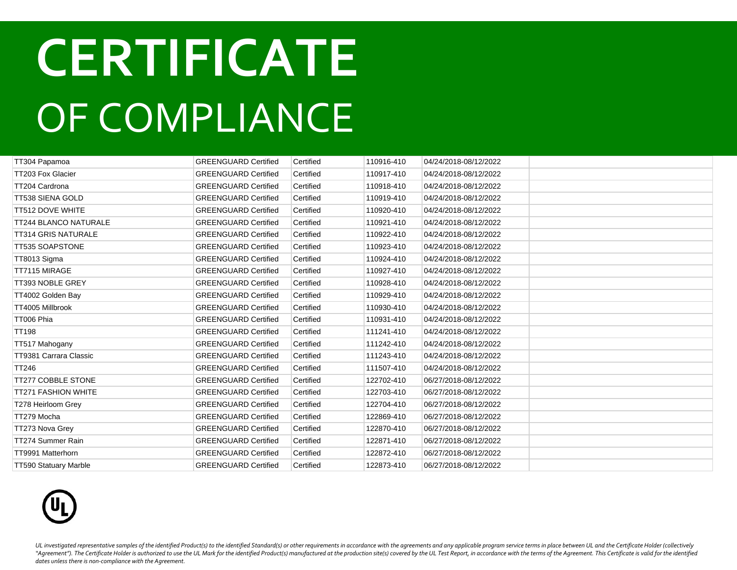# CERTIFICATE
## OF COMPLIANCE

| | | | | | |
|---|---|---|---|---|---|
| TT304 Papamoa | GREENGUARD Certified | Certified | 110916-410 | 04/24/2018-08/12/2022 | |
| TT203 Fox Glacier | GREENGUARD Certified | Certified | 110917-410 | 04/24/2018-08/12/2022 | |
| TT204 Cardrona | GREENGUARD Certified | Certified | 110918-410 | 04/24/2018-08/12/2022 | |
| TT538 SIENA GOLD | GREENGUARD Certified | Certified | 110919-410 | 04/24/2018-08/12/2022 | |
| TT512 DOVE WHITE | GREENGUARD Certified | Certified | 110920-410 | 04/24/2018-08/12/2022 | |
| TT244 BLANCO NATURALE | GREENGUARD Certified | Certified | 110921-410 | 04/24/2018-08/12/2022 | |
| TT314 GRIS NATURALE | GREENGUARD Certified | Certified | 110922-410 | 04/24/2018-08/12/2022 | |
| TT535 SOAPSTONE | GREENGUARD Certified | Certified | 110923-410 | 04/24/2018-08/12/2022 | |
| TT8013 Sigma | GREENGUARD Certified | Certified | 110924-410 | 04/24/2018-08/12/2022 | |
| TT7115 MIRAGE | GREENGUARD Certified | Certified | 110927-410 | 04/24/2018-08/12/2022 | |
| TT393 NOBLE GREY | GREENGUARD Certified | Certified | 110928-410 | 04/24/2018-08/12/2022 | |
| TT4002 Golden Bay | GREENGUARD Certified | Certified | 110929-410 | 04/24/2018-08/12/2022 | |
| TT4005 Millbrook | GREENGUARD Certified | Certified | 110930-410 | 04/24/2018-08/12/2022 | |
| TT006 Phia | GREENGUARD Certified | Certified | 110931-410 | 04/24/2018-08/12/2022 | |
| TT198 | GREENGUARD Certified | Certified | 111241-410 | 04/24/2018-08/12/2022 | |
| TT517 Mahogany | GREENGUARD Certified | Certified | 111242-410 | 04/24/2018-08/12/2022 | |
| TT9381 Carrara Classic | GREENGUARD Certified | Certified | 111243-410 | 04/24/2018-08/12/2022 | |
| TT246 | GREENGUARD Certified | Certified | 111507-410 | 04/24/2018-08/12/2022 | |
| TT277 COBBLE STONE | GREENGUARD Certified | Certified | 122702-410 | 06/27/2018-08/12/2022 | |
| TT271 FASHION WHITE | GREENGUARD Certified | Certified | 122703-410 | 06/27/2018-08/12/2022 | |
| T278 Heirloom Grey | GREENGUARD Certified | Certified | 122704-410 | 06/27/2018-08/12/2022 | |
| TT279 Mocha | GREENGUARD Certified | Certified | 122869-410 | 06/27/2018-08/12/2022 | |
| TT273 Nova Grey | GREENGUARD Certified | Certified | 122870-410 | 06/27/2018-08/12/2022 | |
| TT274 Summer Rain | GREENGUARD Certified | Certified | 122871-410 | 06/27/2018-08/12/2022 | |
| TT9991 Matterhorn | GREENGUARD Certified | Certified | 122872-410 | 06/27/2018-08/12/2022 | |
| TT590 Statuary Marble | GREENGUARD Certified | Certified | 122873-410 | 06/27/2018-08/12/2022 | |

*UL investigated representative samples of the identified Product(s) to the identified Standard(s) or other requirements in accordance with the agreements and any applicable program service terms in place between UL and the Certificate Holder (collectively "Agreement"). The Certificate Holder is authorized to use the UL Mark for the identified Product(s) manufactured at the production site(s) covered by the UL Test Report, in accordance with the terms of the Agreement. This Certificate is valid for the identified dates unless there is non-compliance with the Agreement.*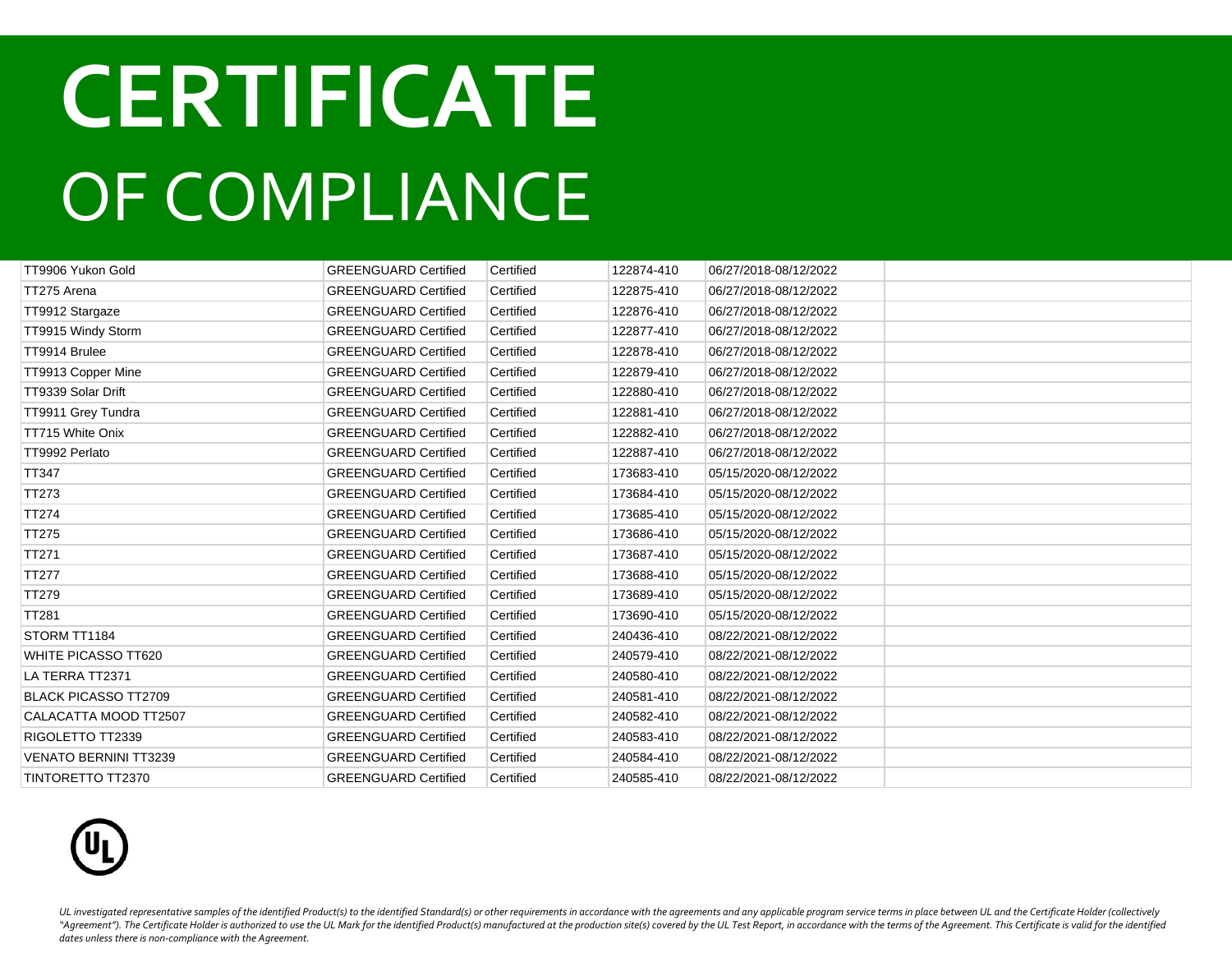# CERTIFICATE

# OF COMPLIANCE

| | | | | | |
|---|---|---|---|---|---|
| TT9906 Yukon Gold | GREENGUARD Certified | Certified | 122874-410 | 06/27/2018-08/12/2022 | |
| TT275 Arena | GREENGUARD Certified | Certified | 122875-410 | 06/27/2018-08/12/2022 | |
| TT9912 Stargaze | GREENGUARD Certified | Certified | 122876-410 | 06/27/2018-08/12/2022 | |
| TT9915 Windy Storm | GREENGUARD Certified | Certified | 122877-410 | 06/27/2018-08/12/2022 | |
| TT9914 Brulee | GREENGUARD Certified | Certified | 122878-410 | 06/27/2018-08/12/2022 | |
| TT9913 Copper Mine | GREENGUARD Certified | Certified | 122879-410 | 06/27/2018-08/12/2022 | |
| TT9339 Solar Drift | GREENGUARD Certified | Certified | 122880-410 | 06/27/2018-08/12/2022 | |
| TT9911 Grey Tundra | GREENGUARD Certified | Certified | 122881-410 | 06/27/2018-08/12/2022 | |
| TT715 White Onix | GREENGUARD Certified | Certified | 122882-410 | 06/27/2018-08/12/2022 | |
| TT9992 Perlato | GREENGUARD Certified | Certified | 122887-410 | 06/27/2018-08/12/2022 | |
| TT347 | GREENGUARD Certified | Certified | 173683-410 | 05/15/2020-08/12/2022 | |
| TT273 | GREENGUARD Certified | Certified | 173684-410 | 05/15/2020-08/12/2022 | |
| TT274 | GREENGUARD Certified | Certified | 173685-410 | 05/15/2020-08/12/2022 | |
| TT275 | GREENGUARD Certified | Certified | 173686-410 | 05/15/2020-08/12/2022 | |
| TT271 | GREENGUARD Certified | Certified | 173687-410 | 05/15/2020-08/12/2022 | |
| TT277 | GREENGUARD Certified | Certified | 173688-410 | 05/15/2020-08/12/2022 | |
| TT279 | GREENGUARD Certified | Certified | 173689-410 | 05/15/2020-08/12/2022 | |
| TT281 | GREENGUARD Certified | Certified | 173690-410 | 05/15/2020-08/12/2022 | |
| STORM TT1184 | GREENGUARD Certified | Certified | 240436-410 | 08/22/2021-08/12/2022 | |
| WHITE PICASSO TT620 | GREENGUARD Certified | Certified | 240579-410 | 08/22/2021-08/12/2022 | |
| LA TERRA TT2371 | GREENGUARD Certified | Certified | 240580-410 | 08/22/2021-08/12/2022 | |
| BLACK PICASSO TT2709 | GREENGUARD Certified | Certified | 240581-410 | 08/22/2021-08/12/2022 | |
| CALACATTA MOOD TT2507 | GREENGUARD Certified | Certified | 240582-410 | 08/22/2021-08/12/2022 | |
| RIGOLETTO TT2339 | GREENGUARD Certified | Certified | 240583-410 | 08/22/2021-08/12/2022 | |
| VENATO BERNINI TT3239 | GREENGUARD Certified | Certified | 240584-410 | 08/22/2021-08/12/2022 | |
| TINTORETTO TT2370 | GREENGUARD Certified | Certified | 240585-410 | 08/22/2021-08/12/2022 | |

*UL investigated representative samples of the identified Product(s) to the identified Standard(s) or other requirements in accordance with the agreements and any applicable program service terms in place between UL and the Certificate Holder (collectively "Agreement"). The Certificate Holder is authorized to use the UL Mark for the identified Product(s) manufactured at the production site(s) covered by the UL Test Report, in accordance with the terms of the Agreement. This Certificate is valid for the identified dates unless there is non-compliance with the Agreement.*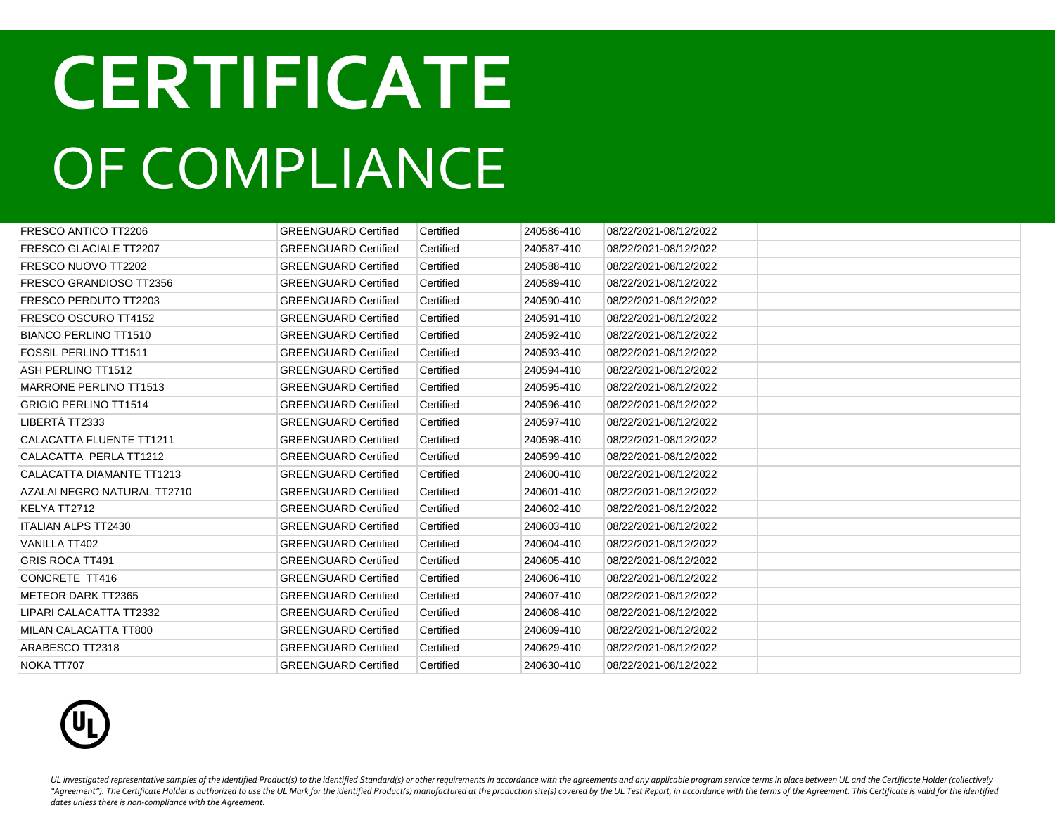# CERTIFICATE

# OF COMPLIANCE

| | | | | | |
|---|---|---|---|---|---|
| FRESCO ANTICO TT2206 | GREENGUARD Certified | Certified | 240586-410 | 08/22/2021-08/12/2022 | |
| FRESCO GLACIALE TT2207 | GREENGUARD Certified | Certified | 240587-410 | 08/22/2021-08/12/2022 | |
| FRESCO NUOVO TT2202 | GREENGUARD Certified | Certified | 240588-410 | 08/22/2021-08/12/2022 | |
| FRESCO GRANDIOSO TT2356 | GREENGUARD Certified | Certified | 240589-410 | 08/22/2021-08/12/2022 | |
| FRESCO PERDUTO TT2203 | GREENGUARD Certified | Certified | 240590-410 | 08/22/2021-08/12/2022 | |
| FRESCO OSCURO TT4152 | GREENGUARD Certified | Certified | 240591-410 | 08/22/2021-08/12/2022 | |
| BIANCO PERLINO TT1510 | GREENGUARD Certified | Certified | 240592-410 | 08/22/2021-08/12/2022 | |
| FOSSIL PERLINO TT1511 | GREENGUARD Certified | Certified | 240593-410 | 08/22/2021-08/12/2022 | |
| ASH PERLINO TT1512 | GREENGUARD Certified | Certified | 240594-410 | 08/22/2021-08/12/2022 | |
| MARRONE PERLINO TT1513 | GREENGUARD Certified | Certified | 240595-410 | 08/22/2021-08/12/2022 | |
| GRIGIO PERLINO TT1514 | GREENGUARD Certified | Certified | 240596-410 | 08/22/2021-08/12/2022 | |
| LIBERTÀ TT2333 | GREENGUARD Certified | Certified | 240597-410 | 08/22/2021-08/12/2022 | |
| CALACATTA FLUENTE TT1211 | GREENGUARD Certified | Certified | 240598-410 | 08/22/2021-08/12/2022 | |
| CALACATTA PERLA TT1212 | GREENGUARD Certified | Certified | 240599-410 | 08/22/2021-08/12/2022 | |
| CALACATTA DIAMANTE TT1213 | GREENGUARD Certified | Certified | 240600-410 | 08/22/2021-08/12/2022 | |
| AZALAI NEGRO NATURAL TT2710 | GREENGUARD Certified | Certified | 240601-410 | 08/22/2021-08/12/2022 | |
| KELYA TT2712 | GREENGUARD Certified | Certified | 240602-410 | 08/22/2021-08/12/2022 | |
| ITALIAN ALPS TT2430 | GREENGUARD Certified | Certified | 240603-410 | 08/22/2021-08/12/2022 | |
| VANILLA TT402 | GREENGUARD Certified | Certified | 240604-410 | 08/22/2021-08/12/2022 | |
| GRIS ROCA TT491 | GREENGUARD Certified | Certified | 240605-410 | 08/22/2021-08/12/2022 | |
| CONCRETE TT416 | GREENGUARD Certified | Certified | 240606-410 | 08/22/2021-08/12/2022 | |
| METEOR DARK TT2365 | GREENGUARD Certified | Certified | 240607-410 | 08/22/2021-08/12/2022 | |
| LIPARI CALACATTA TT2332 | GREENGUARD Certified | Certified | 240608-410 | 08/22/2021-08/12/2022 | |
| MILAN CALACATTA TT800 | GREENGUARD Certified | Certified | 240609-410 | 08/22/2021-08/12/2022 | |
| ARABESCO TT2318 | GREENGUARD Certified | Certified | 240629-410 | 08/22/2021-08/12/2022 | |
| NOKA TT707 | GREENGUARD Certified | Certified | 240630-410 | 08/22/2021-08/12/2022 | |

*UL investigated representative samples of the identified Product(s) to the identified Standard(s) or other requirements in accordance with the agreements and any applicable program service terms in place between UL and the Certificate Holder (collectively "Agreement"). The Certificate Holder is authorized to use the UL Mark for the identified Product(s) manufactured at the production site(s) covered by the UL Test Report, in accordance with the terms of the Agreement. This Certificate is valid for the identified dates unless there is non-compliance with the Agreement.*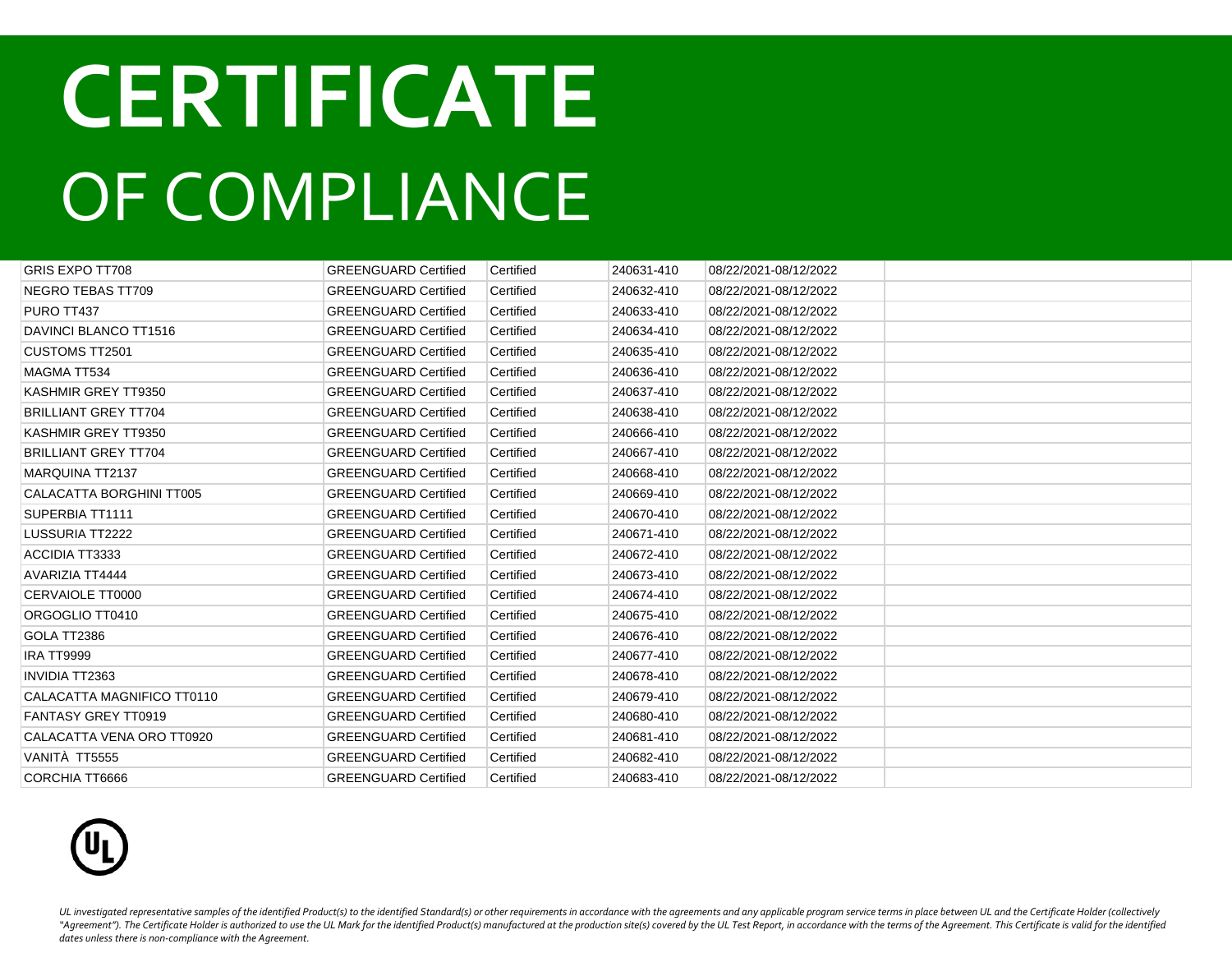# CERTIFICATE

# OF COMPLIANCE

| | | | | | |
|---|---|---|---|---|---|
| GRIS EXPO TT708 | GREENGUARD Certified | Certified | 240631-410 | 08/22/2021-08/12/2022 | |
| NEGRO TEBAS TT709 | GREENGUARD Certified | Certified | 240632-410 | 08/22/2021-08/12/2022 | |
| PURO TT437 | GREENGUARD Certified | Certified | 240633-410 | 08/22/2021-08/12/2022 | |
| DAVINCI BLANCO TT1516 | GREENGUARD Certified | Certified | 240634-410 | 08/22/2021-08/12/2022 | |
| CUSTOMS TT2501 | GREENGUARD Certified | Certified | 240635-410 | 08/22/2021-08/12/2022 | |
| MAGMA TT534 | GREENGUARD Certified | Certified | 240636-410 | 08/22/2021-08/12/2022 | |
| KASHMIR GREY TT9350 | GREENGUARD Certified | Certified | 240637-410 | 08/22/2021-08/12/2022 | |
| BRILLIANT GREY TT704 | GREENGUARD Certified | Certified | 240638-410 | 08/22/2021-08/12/2022 | |
| KASHMIR GREY TT9350 | GREENGUARD Certified | Certified | 240666-410 | 08/22/2021-08/12/2022 | |
| BRILLIANT GREY TT704 | GREENGUARD Certified | Certified | 240667-410 | 08/22/2021-08/12/2022 | |
| MARQUINA TT2137 | GREENGUARD Certified | Certified | 240668-410 | 08/22/2021-08/12/2022 | |
| CALACATTA BORGHINI TT005 | GREENGUARD Certified | Certified | 240669-410 | 08/22/2021-08/12/2022 | |
| SUPERBIA TT1111 | GREENGUARD Certified | Certified | 240670-410 | 08/22/2021-08/12/2022 | |
| LUSSURIA TT2222 | GREENGUARD Certified | Certified | 240671-410 | 08/22/2021-08/12/2022 | |
| ACCIDIA TT3333 | GREENGUARD Certified | Certified | 240672-410 | 08/22/2021-08/12/2022 | |
| AVARIZIA TT4444 | GREENGUARD Certified | Certified | 240673-410 | 08/22/2021-08/12/2022 | |
| CERVAIOLE TT0000 | GREENGUARD Certified | Certified | 240674-410 | 08/22/2021-08/12/2022 | |
| ORGOGLIO TT0410 | GREENGUARD Certified | Certified | 240675-410 | 08/22/2021-08/12/2022 | |
| GOLA TT2386 | GREENGUARD Certified | Certified | 240676-410 | 08/22/2021-08/12/2022 | |
| IRA TT9999 | GREENGUARD Certified | Certified | 240677-410 | 08/22/2021-08/12/2022 | |
| INVIDIA TT2363 | GREENGUARD Certified | Certified | 240678-410 | 08/22/2021-08/12/2022 | |
| CALACATTA MAGNIFICO TT0110 | GREENGUARD Certified | Certified | 240679-410 | 08/22/2021-08/12/2022 | |
| FANTASY GREY TT0919 | GREENGUARD Certified | Certified | 240680-410 | 08/22/2021-08/12/2022 | |
| CALACATTA VENA ORO TT0920 | GREENGUARD Certified | Certified | 240681-410 | 08/22/2021-08/12/2022 | |
| VANITÀ TT5555 | GREENGUARD Certified | Certified | 240682-410 | 08/22/2021-08/12/2022 | |
| CORCHIA TT6666 | GREENGUARD Certified | Certified | 240683-410 | 08/22/2021-08/12/2022 | |

*UL investigated representative samples of the identified Product(s) to the identified Standard(s) or other requirements in accordance with the agreements and any applicable program service terms in place between UL and the Certificate Holder (collectively "Agreement"). The Certificate Holder is authorized to use the UL Mark for the identified Product(s) manufactured at the production site(s) covered by the UL Test Report, in accordance with the terms of the Agreement. This Certificate is valid for the identified dates unless there is non-compliance with the Agreement.*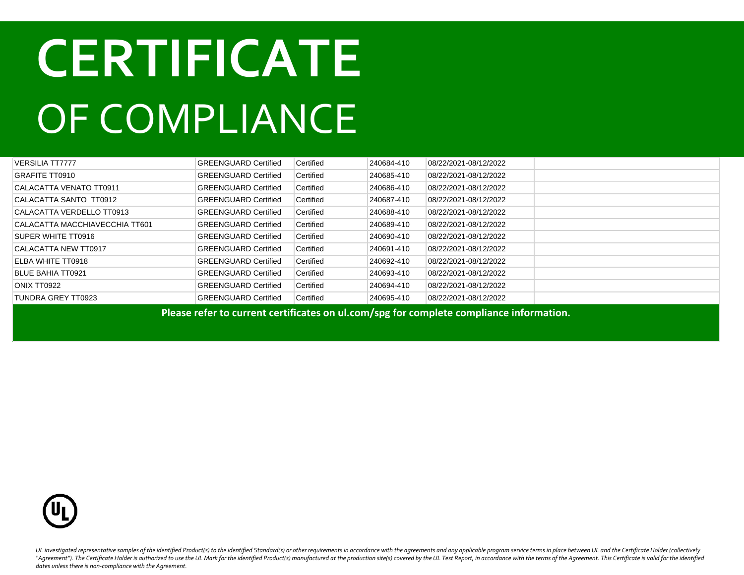# CERTIFICATE

## OF COMPLIANCE

| | | | | | |
|---|---|---|---|---|---|
| VERSILIA TT7777 | GREENGUARD Certified | Certified | 240684-410 | 08/22/2021-08/12/2022 | |
| GRAFITE TT0910 | GREENGUARD Certified | Certified | 240685-410 | 08/22/2021-08/12/2022 | |
| CALACATTA VENATO TT0911 | GREENGUARD Certified | Certified | 240686-410 | 08/22/2021-08/12/2022 | |
| CALACATTA SANTO TT0912 | GREENGUARD Certified | Certified | 240687-410 | 08/22/2021-08/12/2022 | |
| CALACATTA VERDELLO TT0913 | GREENGUARD Certified | Certified | 240688-410 | 08/22/2021-08/12/2022 | |
| CALACATTA MACCHIAVECCHIA TT601 | GREENGUARD Certified | Certified | 240689-410 | 08/22/2021-08/12/2022 | |
| SUPER WHITE TT0916 | GREENGUARD Certified | Certified | 240690-410 | 08/22/2021-08/12/2022 | |
| CALACATTA NEW TT0917 | GREENGUARD Certified | Certified | 240691-410 | 08/22/2021-08/12/2022 | |
| ELBA WHITE TT0918 | GREENGUARD Certified | Certified | 240692-410 | 08/22/2021-08/12/2022 | |
| BLUE BAHIA TT0921 | GREENGUARD Certified | Certified | 240693-410 | 08/22/2021-08/12/2022 | |
| ONIX TT0922 | GREENGUARD Certified | Certified | 240694-410 | 08/22/2021-08/12/2022 | |
| TUNDRA GREY TT0923 | GREENGUARD Certified | Certified | 240695-410 | 08/22/2021-08/12/2022 | |

**Please refer to current certificates on ul.com/spg for complete compliance information.**

*UL investigated representative samples of the identified Product(s) to the identified Standard(s) or other requirements in accordance with the agreements and any applicable program service terms in place between UL and the Certificate Holder (collectively "Agreement"). The Certificate Holder is authorized to use the UL Mark for the identified Product(s) manufactured at the production site(s) covered by the UL Test Report, in accordance with the terms of the Agreement. This Certificate is valid for the identified dates unless there is non-compliance with the Agreement.*